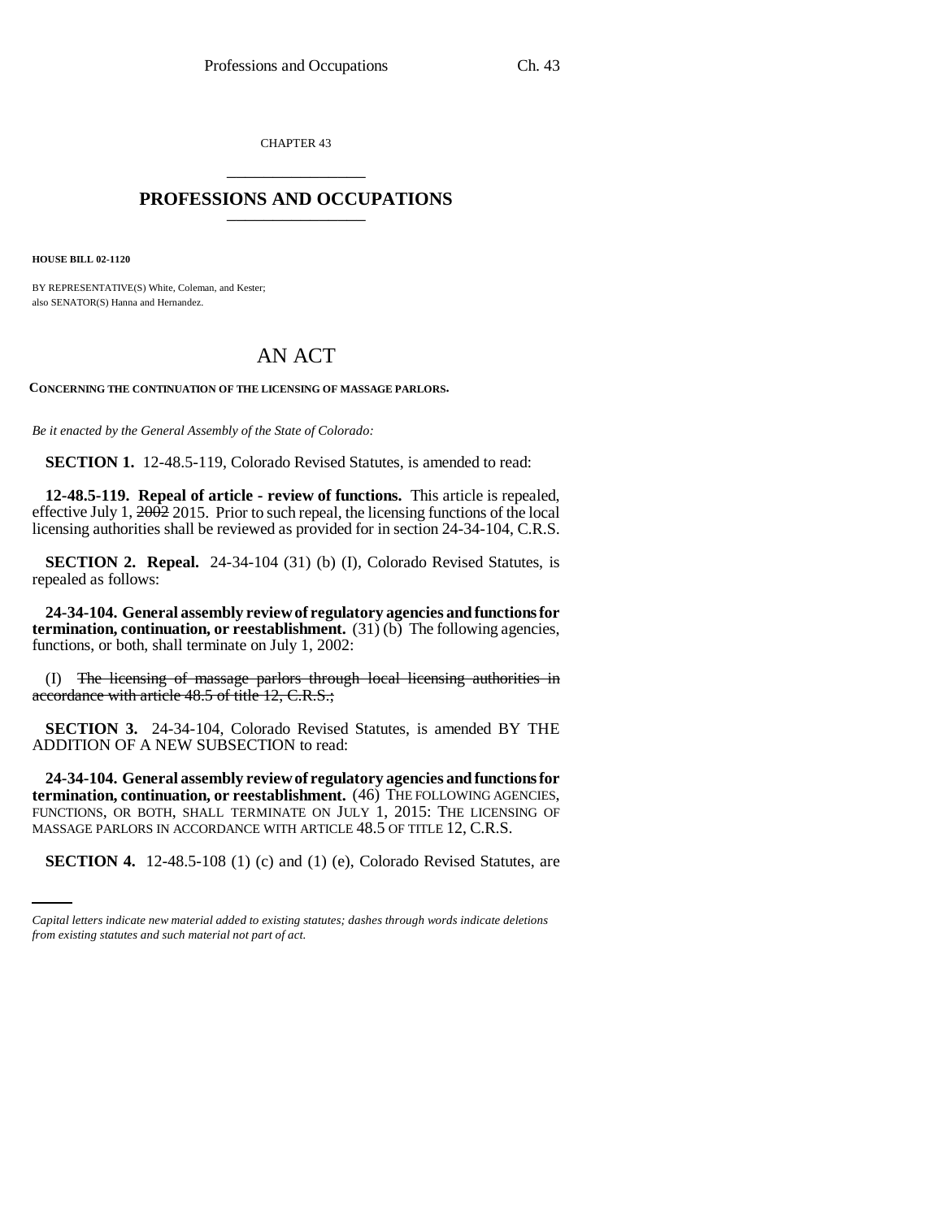CHAPTER 43

# PROFESSIONS AND OCCUPATIONS

**HOUSE BILL 02-1120**

BY REPRESENTATIVE(S) White, Coleman, and Kester;
also SENATOR(S) Hanna and Hernandez.

## AN ACT

**CONCERNING THE CONTINUATION OF THE LICENSING OF MASSAGE PARLORS.**

*Be it enacted by the General Assembly of the State of Colorado:*

**SECTION 1.** 12-48.5-119, Colorado Revised Statutes, is amended to read:

**12-48.5-119. Repeal of article - review of functions.** This article is repealed, effective July 1, ~~2002~~ 2015. Prior to such repeal, the licensing functions of the local licensing authorities shall be reviewed as provided for in section 24-34-104, C.R.S.

**SECTION 2. Repeal.** 24-34-104 (31) (b) (I), Colorado Revised Statutes, is repealed as follows:

**24-34-104. General assembly review of regulatory agencies and functions for termination, continuation, or reestablishment.** (31) (b) The following agencies, functions, or both, shall terminate on July 1, 2002:

(I) ~~The licensing of massage parlors through local licensing authorities in accordance with article 48.5 of title 12, C.R.S.;~~

**SECTION 3.** 24-34-104, Colorado Revised Statutes, is amended BY THE ADDITION OF A NEW SUBSECTION to read:

**24-34-104. General assembly review of regulatory agencies and functions for termination, continuation, or reestablishment.** (46) THE FOLLOWING AGENCIES, FUNCTIONS, OR BOTH, SHALL TERMINATE ON JULY 1, 2015: THE LICENSING OF MASSAGE PARLORS IN ACCORDANCE WITH ARTICLE 48.5 OF TITLE 12, C.R.S.

**SECTION 4.** 12-48.5-108 (1) (c) and (1) (e), Colorado Revised Statutes, are

*Capital letters indicate new material added to existing statutes; dashes through words indicate deletions from existing statutes and such material not part of act.*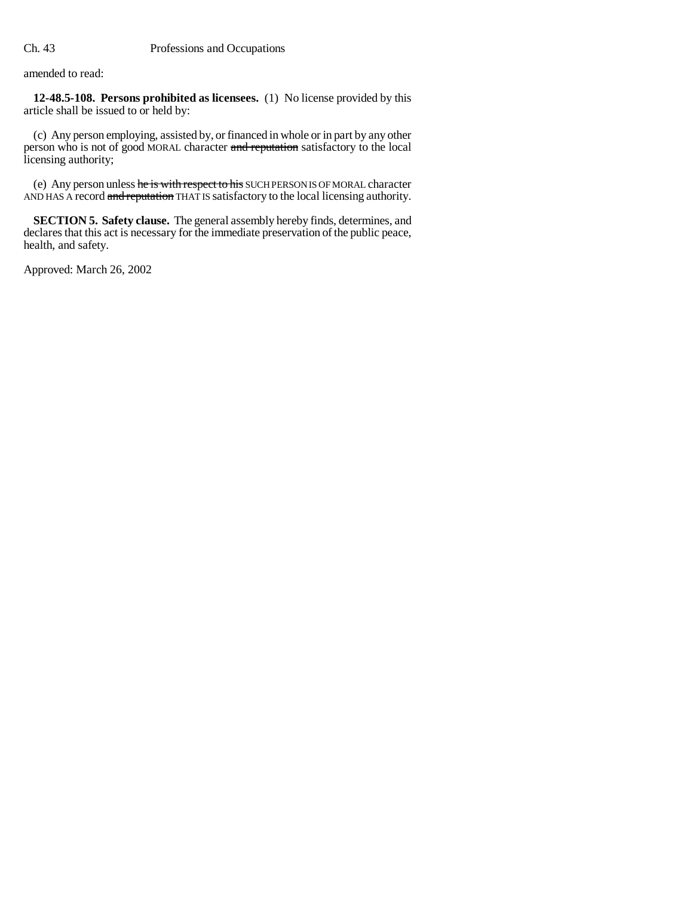amended to read:

**12-48.5-108. Persons prohibited as licensees.** (1) No license provided by this article shall be issued to or held by:

(c) Any person employing, assisted by, or financed in whole or in part by any other person who is not of good MORAL character ~~and reputation~~ satisfactory to the local licensing authority;

(e) Any person unless ~~he is with respect to his~~ SUCH PERSON IS OF MORAL character AND HAS A record ~~and reputation~~ THAT IS satisfactory to the local licensing authority.

**SECTION 5. Safety clause.** The general assembly hereby finds, determines, and declares that this act is necessary for the immediate preservation of the public peace, health, and safety.

Approved: March 26, 2002